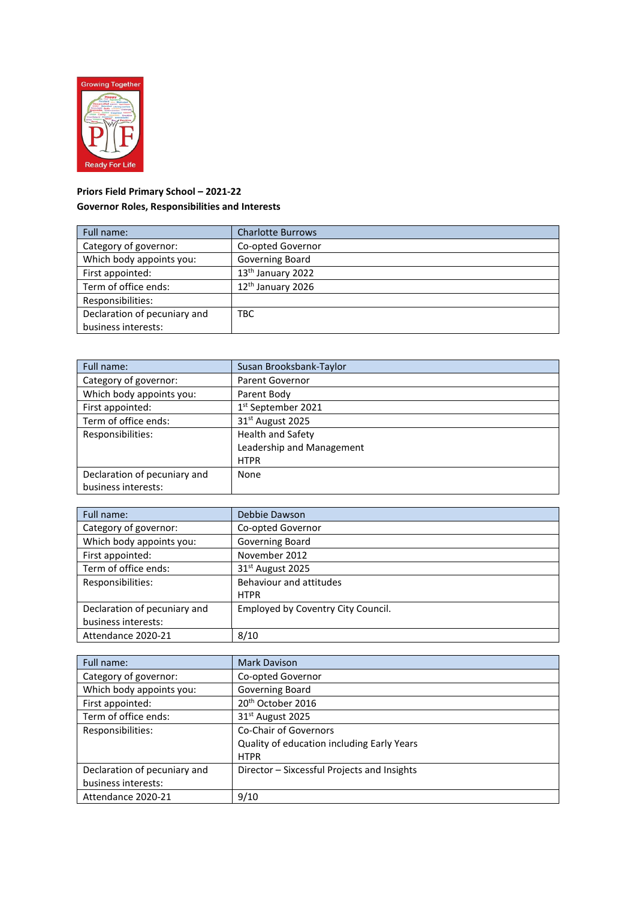**Priors Field Primary School – 2021-22**
**Governor Roles, Responsibilities and Interests**

| Full name: | Charlotte Burrows |
|---|---|
| Category of governor: | Co-opted Governor |
| Which body appoints you: | Governing Board |
| First appointed: | 13th January 2022 |
| Term of office ends: | 12th January 2026 |
| Responsibilities: | |
| Declaration of pecuniary and business interests: | TBC |

| Full name: | Susan Brooksbank-Taylor |
|---|---|
| Category of governor: | Parent Governor |
| Which body appoints you: | Parent Body |
| First appointed: | 1st September 2021 |
| Term of office ends: | 31st August 2025 |
| Responsibilities: | Health and Safety<br>Leadership and Management<br>HTPR |
| Declaration of pecuniary and business interests: | None |

| Full name: | Debbie Dawson |
|---|---|
| Category of governor: | Co-opted Governor |
| Which body appoints you: | Governing Board |
| First appointed: | November 2012 |
| Term of office ends: | 31st August 2025 |
| Responsibilities: | Behaviour and attitudes<br>HTPR |
| Declaration of pecuniary and business interests: | Employed by Coventry City Council. |
| Attendance 2020-21 | 8/10 |

| Full name: | Mark Davison |
|---|---|
| Category of governor: | Co-opted Governor |
| Which body appoints you: | Governing Board |
| First appointed: | 20th October 2016 |
| Term of office ends: | 31st August 2025 |
| Responsibilities: | Co-Chair of Governors<br>Quality of education including Early Years<br>HTPR |
| Declaration of pecuniary and business interests: | Director – Sixcessful Projects and Insights |
| Attendance 2020-21 | 9/10 |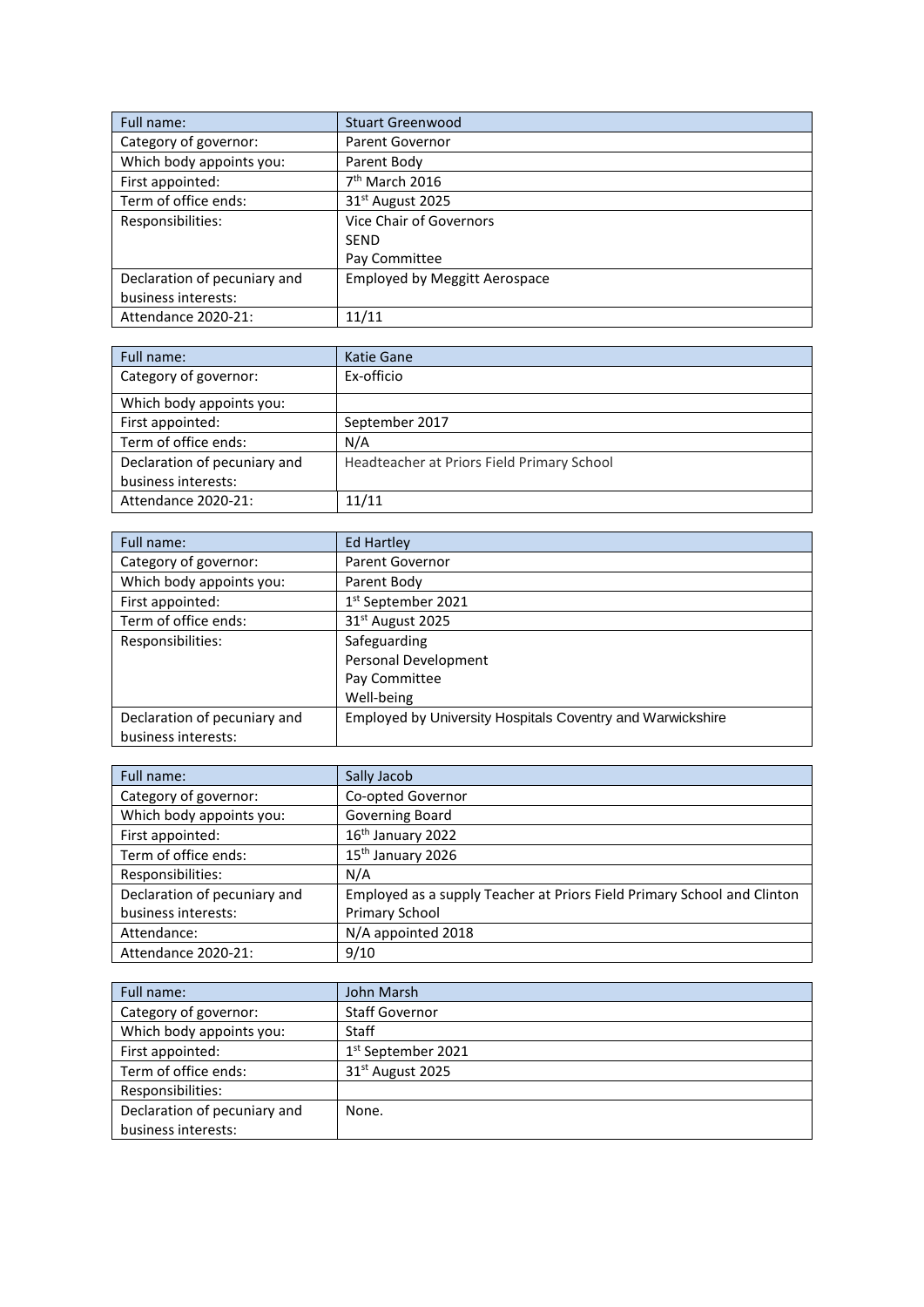| Full name: | Stuart Greenwood |
|---|---|
| Category of governor: | Parent Governor |
| Which body appoints you: | Parent Body |
| First appointed: | 7th March 2016 |
| Term of office ends: | 31st August 2025 |
| Responsibilities: | Vice Chair of Governors<br>SEND<br>Pay Committee |
| Declaration of pecuniary and business interests: | Employed by Meggitt Aerospace |
| Attendance 2020-21: | 11/11 |

| Full name: | Katie Gane |
|---|---|
| Category of governor: | Ex-officio |
| Which body appoints you: | |
| First appointed: | September 2017 |
| Term of office ends: | N/A |
| Declaration of pecuniary and business interests: | Headteacher at Priors Field Primary School |
| Attendance 2020-21: | 11/11 |

| Full name: | Ed Hartley |
|---|---|
| Category of governor: | Parent Governor |
| Which body appoints you: | Parent Body |
| First appointed: | 1st September 2021 |
| Term of office ends: | 31st August 2025 |
| Responsibilities: | Safeguarding<br>Personal Development<br>Pay Committee<br>Well-being |
| Declaration of pecuniary and business interests: | Employed by University Hospitals Coventry and Warwickshire |

| Full name: | Sally Jacob |
|---|---|
| Category of governor: | Co-opted Governor |
| Which body appoints you: | Governing Board |
| First appointed: | 16th January 2022 |
| Term of office ends: | 15th January 2026 |
| Responsibilities: | N/A |
| Declaration of pecuniary and business interests: | Employed as a supply Teacher at Priors Field Primary School and Clinton Primary School |
| Attendance: | N/A appointed 2018 |
| Attendance 2020-21: | 9/10 |

| Full name: | John Marsh |
|---|---|
| Category of governor: | Staff Governor |
| Which body appoints you: | Staff |
| First appointed: | 1st September 2021 |
| Term of office ends: | 31st August 2025 |
| Responsibilities: | |
| Declaration of pecuniary and business interests: | None. |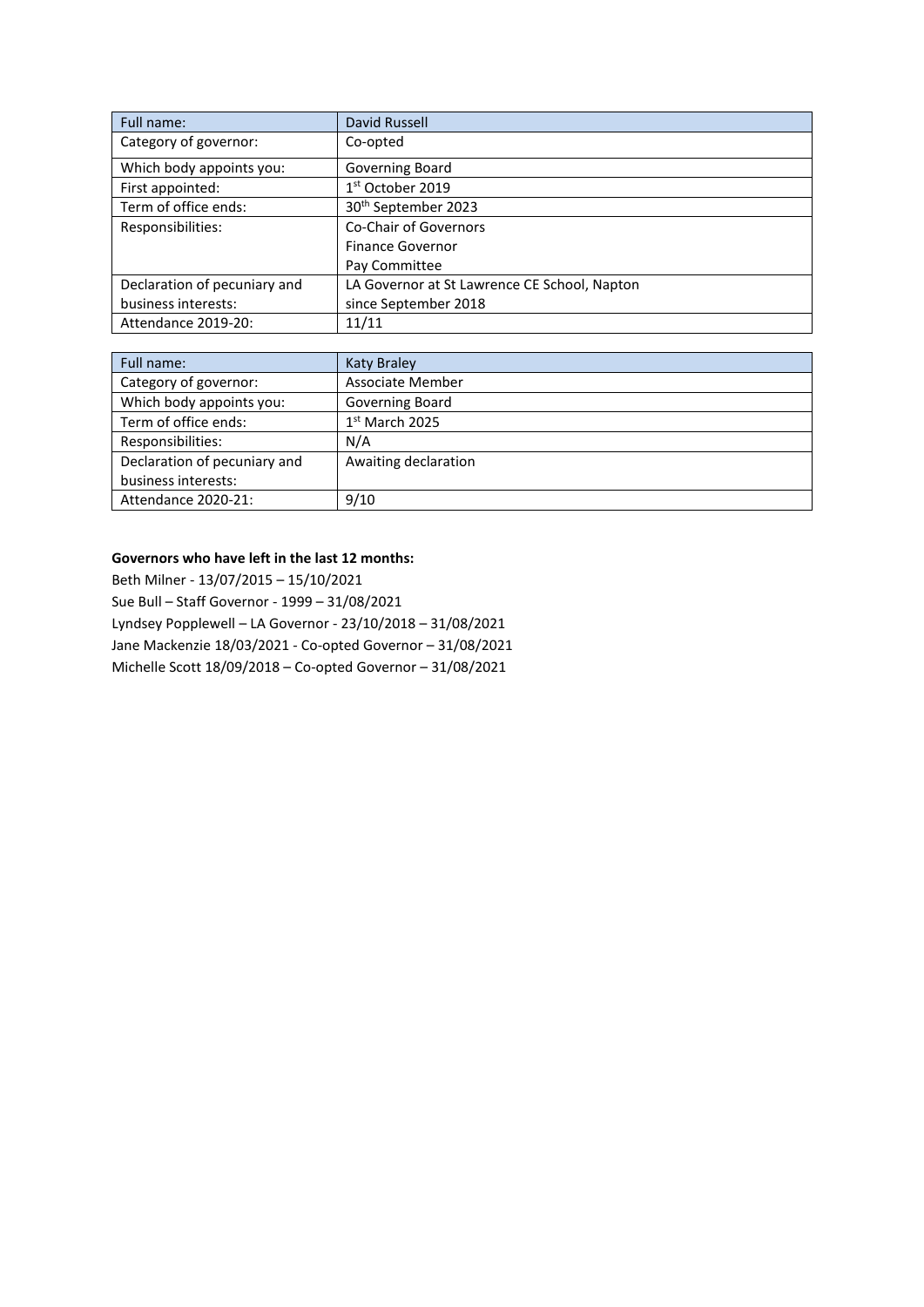| Full name: | David Russell |
| --- | --- |
| Category of governor: | Co-opted |
| Which body appoints you: | Governing Board |
| First appointed: | 1st October 2019 |
| Term of office ends: | 30th September 2023 |
| Responsibilities: | Co-Chair of Governors<br>Finance Governor<br>Pay Committee |
| Declaration of pecuniary and business interests: | LA Governor at St Lawrence CE School, Napton since September 2018 |
| Attendance 2019-20: | 11/11 |

| Full name: | Katy Braley |
| --- | --- |
| Category of governor: | Associate Member |
| Which body appoints you: | Governing Board |
| Term of office ends: | 1st March 2025 |
| Responsibilities: | N/A |
| Declaration of pecuniary and business interests: | Awaiting declaration |
| Attendance 2020-21: | 9/10 |

**Governors who have left in the last 12 months:**

Beth Milner - 13/07/2015 – 15/10/2021
Sue Bull – Staff Governor - 1999 – 31/08/2021
Lyndsey Popplewell – LA Governor - 23/10/2018 – 31/08/2021
Jane Mackenzie 18/03/2021 - Co-opted Governor – 31/08/2021
Michelle Scott 18/09/2018 – Co-opted Governor – 31/08/2021